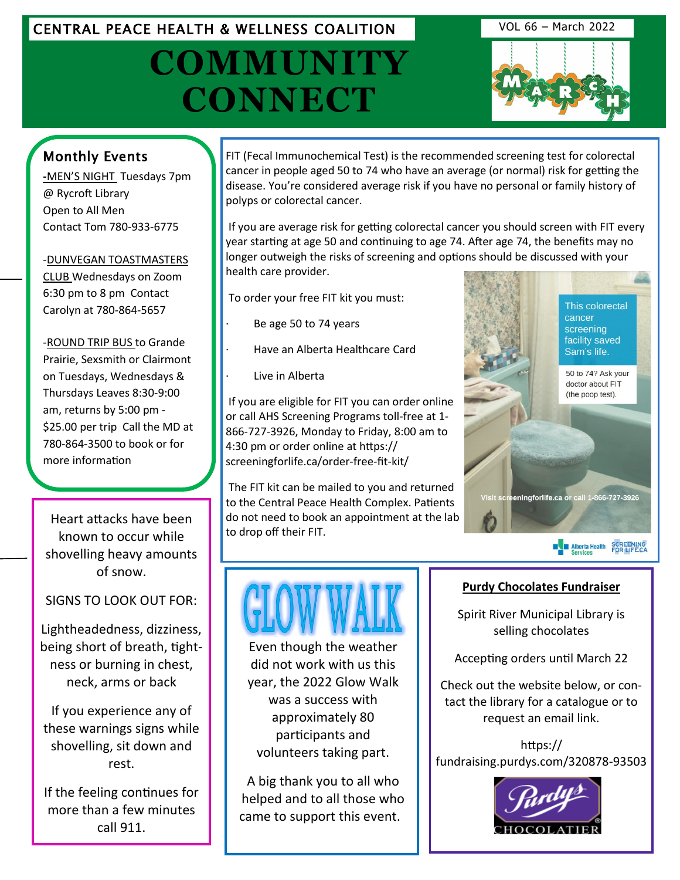CENTRAL PEACE HEALTH & WELLNESS COALITION

VOL 66 – March 2022

# COMMUNITY CONNECT

## Monthly Events

-<u>MEN'S NIGHT</u> Tuesdays 7pm @ Rycroft Library Open to All Men Contact Tom 780-933-6775

-<u>DUNVEGAN TOASTMASTERS CLUB</u> Wednesdays on Zoom 6:30 pm to 8 pm Contact Carolyn at 780-864-5657

-<u>ROUND TRIP BUS</u> to Grande Prairie, Sexsmith or Clairmont on Tuesdays, Wednesdays & Thursdays Leaves 8:30-9:00 am, returns by 5:00 pm - $25.00 per trip Call the MD at 780-864-3500 to book or for more information

---

FIT (Fecal Immunochemical Test) is the recommended screening test for colorectal cancer in people aged 50 to 74 who have an average (or normal) risk for getting the disease. You're considered average risk if you have no personal or family history of polyps or colorectal cancer.

If you are average risk for getting colorectal cancer you should screen with FIT every year starting at age 50 and continuing to age 74. After age 74, the benefits may no longer outweigh the risks of screening and options should be discussed with your health care provider.

To order your free FIT kit you must:

- Be age 50 to 74 years
- Have an Alberta Healthcare Card
- Live in Alberta

If you are eligible for FIT you can order online or call AHS Screening Programs toll-free at 1-866-727-3926, Monday to Friday, 8:00 am to 4:30 pm or order online at https://screeningforlife.ca/order-free-fit-kit/

The FIT kit can be mailed to you and returned to the Central Peace Health Complex. Patients do not need to book an appointment at the lab to drop off their FIT.

This colorectal cancer screening facility saved Sam's life.

50 to 74? Ask your doctor about FIT (the poop test).

Visit screeningforlife.ca or call 1-866-727-3926

Alberta Health Services | SCREENING FOR LIFE.CA

---

Heart attacks have been known to occur while shovelling heavy amounts of snow.

SIGNS TO LOOK OUT FOR:

Lightheadedness, dizziness, being short of breath, tightness or burning in chest, neck, arms or back

If you experience any of these warnings signs while shovelling, sit down and rest.

If the feeling continues for more than a few minutes call 911.

---

## GLOW WALK

Even though the weather did not work with us this year, the 2022 Glow Walk was a success with approximately 80 participants and volunteers taking part.

A big thank you to all who helped and to all those who came to support this event.

---

### Purdy Chocolates Fundraiser

Spirit River Municipal Library is selling chocolates

Accepting orders until March 22

Check out the website below, or contact the library for a catalogue or to request an email link.

https://fundraising.purdys.com/320878-93503

Purdys CHOCOLATIER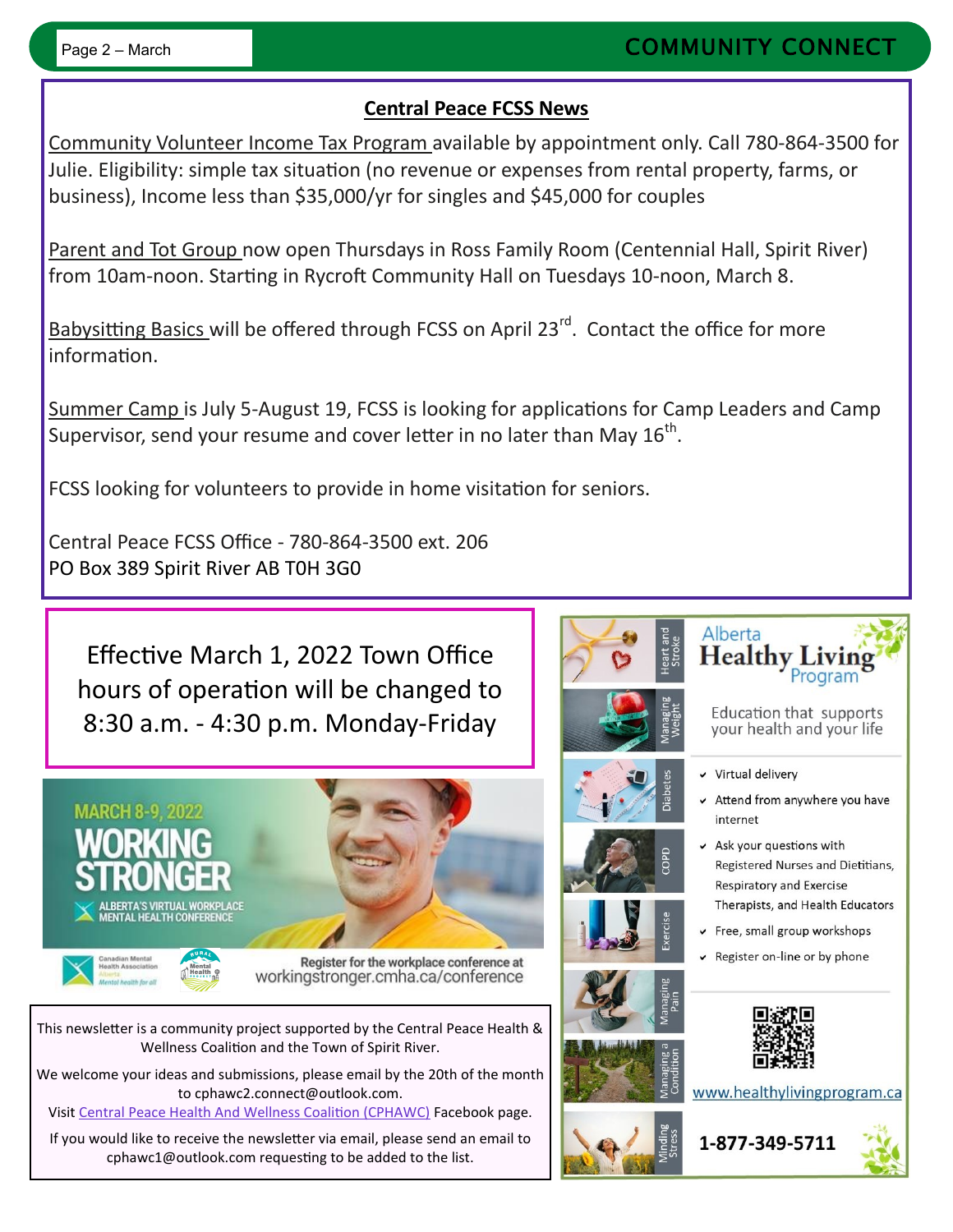## Central Peace FCSS News

Community Volunteer Income Tax Program available by appointment only. Call 780-864-3500 for Julie. Eligibility: simple tax situation (no revenue or expenses from rental property, farms, or business), Income less than $35,000/yr for singles and $45,000 for couples

Parent and Tot Group now open Thursdays in Ross Family Room (Centennial Hall, Spirit River) from 10am-noon. Starting in Rycroft Community Hall on Tuesdays 10-noon, March 8.

Babysitting Basics will be offered through FCSS on April 23rd. Contact the office for more information.

Summer Camp is July 5-August 19, FCSS is looking for applications for Camp Leaders and Camp Supervisor, send your resume and cover letter in no later than May 16th.

FCSS looking for volunteers to provide in home visitation for seniors.

Central Peace FCSS Office - 780-864-3500 ext. 206
PO Box 389 Spirit River AB T0H 3G0

Effective March 1, 2022 Town Office hours of operation will be changed to 8:30 a.m. - 4:30 p.m. Monday-Friday

MARCH 8-9, 2022
WORKING STRONGER
ALBERTA'S VIRTUAL WORKPLACE MENTAL HEALTH CONFERENCE

Canadian Mental Health Association Alberta Mental health for all

Rural Mental Health

Register for the workplace conference at workingstronger.cmha.ca/conference

This newsletter is a community project supported by the Central Peace Health & Wellness Coalition and the Town of Spirit River.

We welcome your ideas and submissions, please email by the 20th of the month to cphawc2.connect@outlook.com.

Visit Central Peace Health And Wellness Coalition (CPHAWC) Facebook page.

If you would like to receive the newsletter via email, please send an email to cphawc1@outlook.com requesting to be added to the list.

Heart and Stroke
Managing Weight
Diabetes
COPD
Exercise
Managing Pain
Managing a Condition
Minding Stress

Alberta Healthy Living Program

Education that supports your health and your life

- Virtual delivery
- Attend from anywhere you have internet
- Ask your questions with Registered Nurses and Dietitians, Respiratory and Exercise Therapists, and Health Educators
- Free, small group workshops
- Register on-line or by phone

www.healthylivingprogram.ca

1-877-349-5711